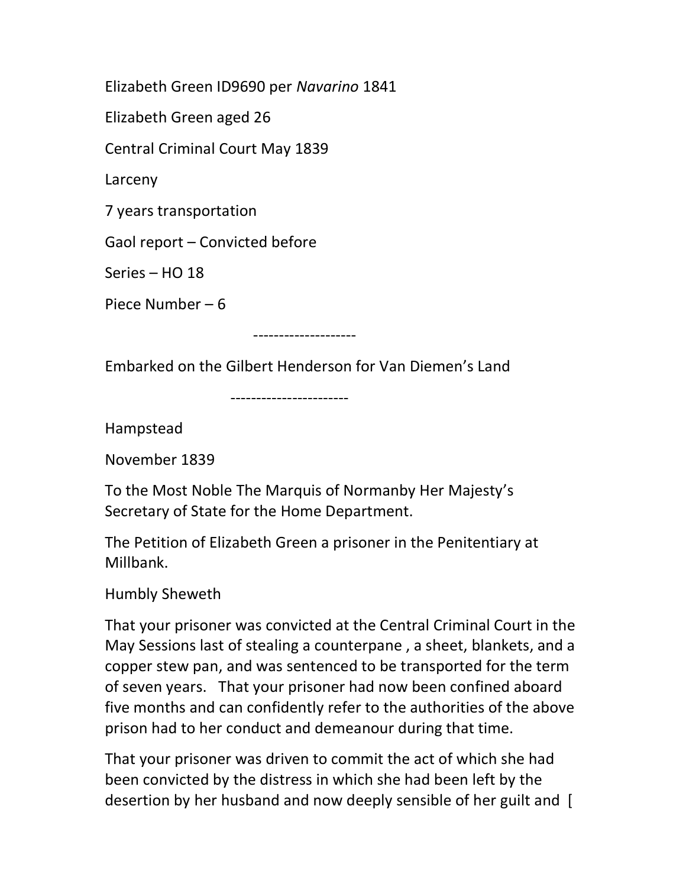Elizabeth Green ID9690 per *Navarino* 1841

Elizabeth Green aged 26

Central Criminal Court May 1839

Larceny

7 years transportation

Gaol report – Convicted before

Series – HO 18

Piece Number – 6

--------------------

Embarked on the Gilbert Henderson for Van Diemen's Land

-----------------------

Hampstead

November 1839

To the Most Noble The Marquis of Normanby Her Majesty's Secretary of State for the Home Department.

The Petition of Elizabeth Green a prisoner in the Penitentiary at Millbank.

Humbly Sheweth

That your prisoner was convicted at the Central Criminal Court in the May Sessions last of stealing a counterpane , a sheet, blankets, and a copper stew pan, and was sentenced to be transported for the term of seven years.   That your prisoner had now been confined aboard five months and can confidently refer to the authorities of the above prison had to her conduct and demeanour during that time.

That your prisoner was driven to commit the act of which she had been convicted by the distress in which she had been left by the desertion by her husband and now deeply sensible of her guilt and [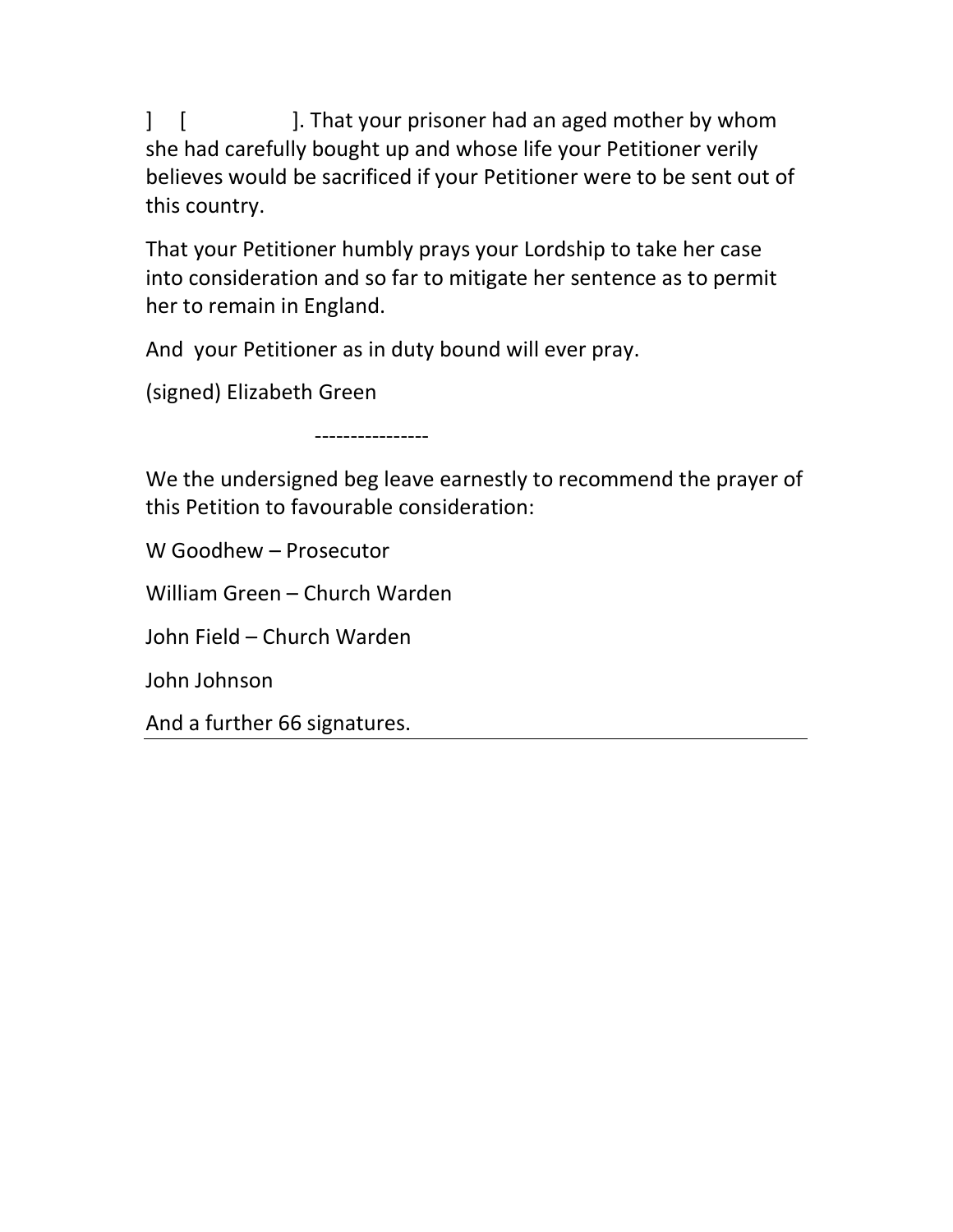] [ ]. That your prisoner had an aged mother by whom she had carefully bought up and whose life your Petitioner verily believes would be sacrificed if your Petitioner were to be sent out of this country.

That your Petitioner humbly prays your Lordship to take her case into consideration and so far to mitigate her sentence as to permit her to remain in England.

And your Petitioner as in duty bound will ever pray.

(signed) Elizabeth Green

----------------

We the undersigned beg leave earnestly to recommend the prayer of this Petition to favourable consideration:

W Goodhew – Prosecutor

William Green – Church Warden

John Field – Church Warden

John Johnson

And a further 66 signatures.